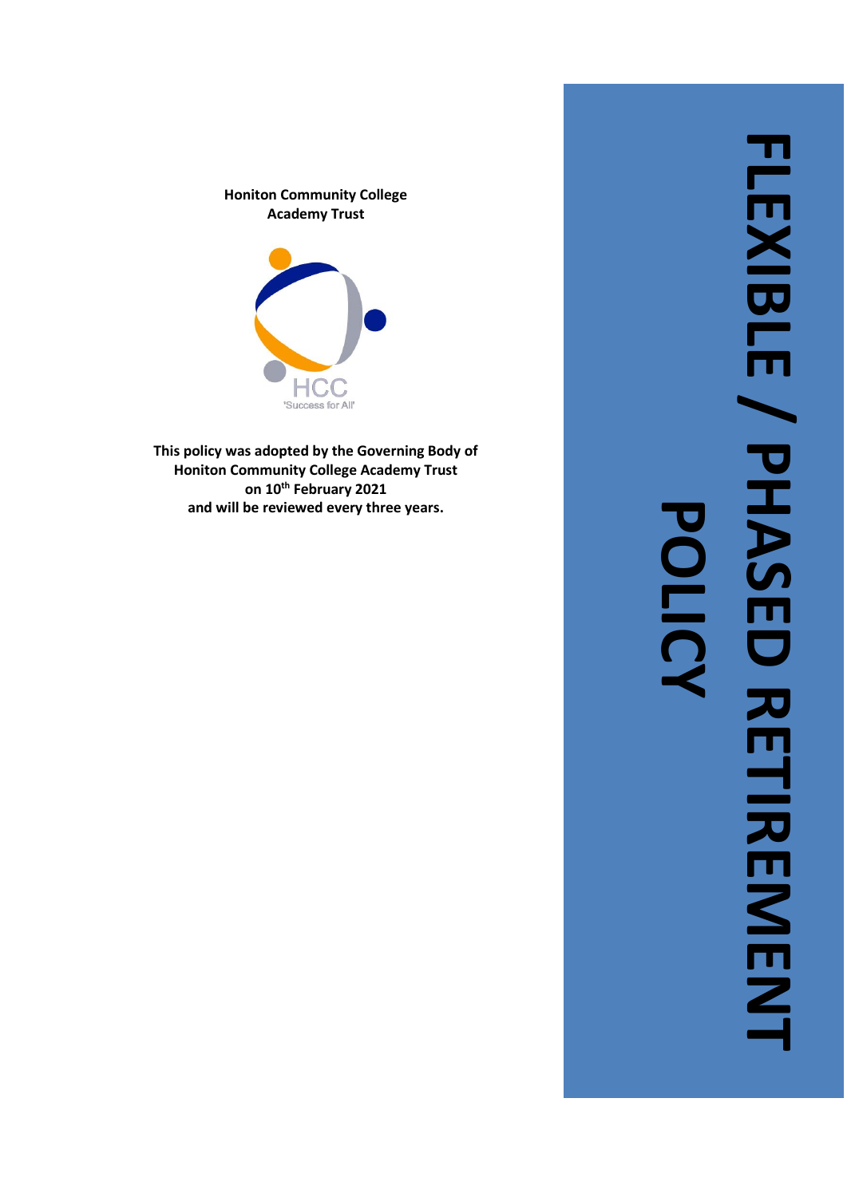# FLEXIBLE / PHASED RETIREMENT POLICY

**Honiton Community College Academy Trust**

HCC
'Success for All'

**This policy was adopted by the Governing Body of Honiton Community College Academy Trust on 10th February 2021 and will be reviewed every three years.**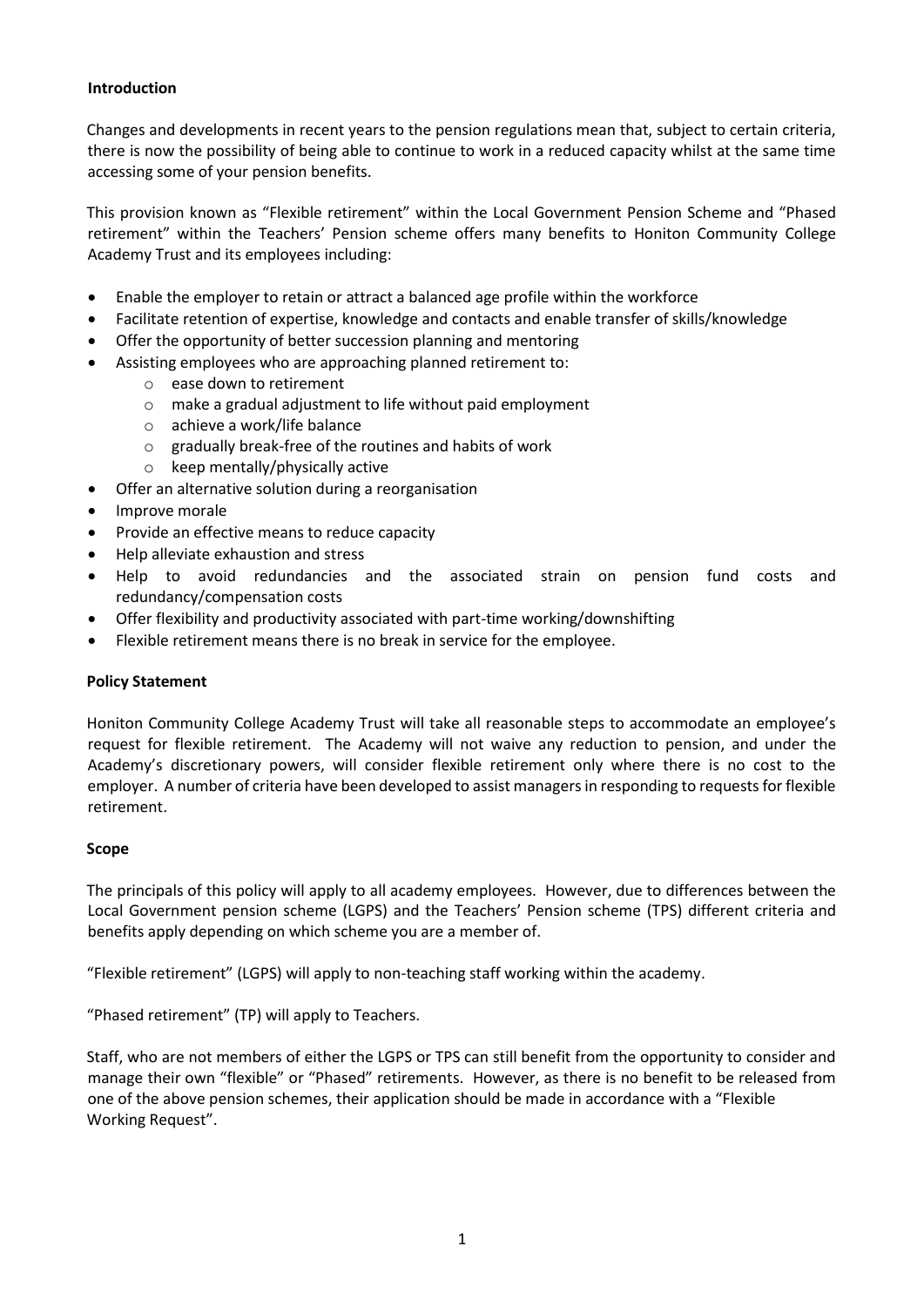**Introduction**

Changes and developments in recent years to the pension regulations mean that, subject to certain criteria, there is now the possibility of being able to continue to work in a reduced capacity whilst at the same time accessing some of your pension benefits.

This provision known as "Flexible retirement" within the Local Government Pension Scheme and "Phased retirement" within the Teachers' Pension scheme offers many benefits to Honiton Community College Academy Trust and its employees including:

- Enable the employer to retain or attract a balanced age profile within the workforce
- Facilitate retention of expertise, knowledge and contacts and enable transfer of skills/knowledge
- Offer the opportunity of better succession planning and mentoring
- Assisting employees who are approaching planned retirement to:
    - ease down to retirement
    - make a gradual adjustment to life without paid employment
    - achieve a work/life balance
    - gradually break-free of the routines and habits of work
    - keep mentally/physically active
- Offer an alternative solution during a reorganisation
- Improve morale
- Provide an effective means to reduce capacity
- Help alleviate exhaustion and stress
- Help to avoid redundancies and the associated strain on pension fund costs and redundancy/compensation costs
- Offer flexibility and productivity associated with part-time working/downshifting
- Flexible retirement means there is no break in service for the employee.

**Policy Statement**

Honiton Community College Academy Trust will take all reasonable steps to accommodate an employee's request for flexible retirement. The Academy will not waive any reduction to pension, and under the Academy's discretionary powers, will consider flexible retirement only where there is no cost to the employer. A number of criteria have been developed to assist managers in responding to requests for flexible retirement.

**Scope**

The principals of this policy will apply to all academy employees. However, due to differences between the Local Government pension scheme (LGPS) and the Teachers' Pension scheme (TPS) different criteria and benefits apply depending on which scheme you are a member of.

"Flexible retirement" (LGPS) will apply to non-teaching staff working within the academy.

"Phased retirement" (TP) will apply to Teachers.

Staff, who are not members of either the LGPS or TPS can still benefit from the opportunity to consider and manage their own "flexible" or "Phased" retirements. However, as there is no benefit to be released from one of the above pension schemes, their application should be made in accordance with a "Flexible Working Request".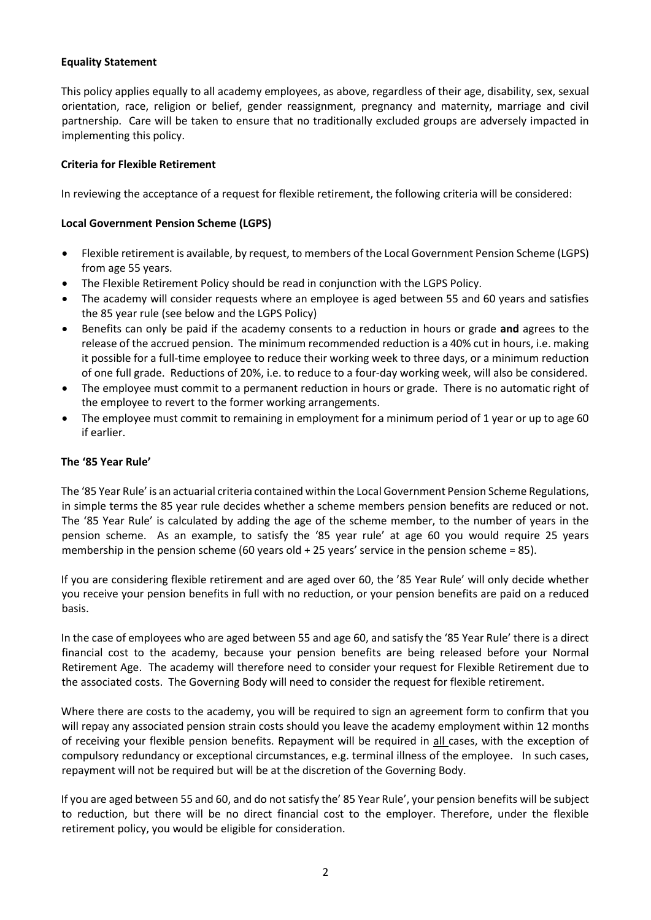**Equality Statement**

This policy applies equally to all academy employees, as above, regardless of their age, disability, sex, sexual orientation, race, religion or belief, gender reassignment, pregnancy and maternity, marriage and civil partnership. Care will be taken to ensure that no traditionally excluded groups are adversely impacted in implementing this policy.

**Criteria for Flexible Retirement**

In reviewing the acceptance of a request for flexible retirement, the following criteria will be considered:

**Local Government Pension Scheme (LGPS)**

- Flexible retirement is available, by request, to members of the Local Government Pension Scheme (LGPS) from age 55 years.
- The Flexible Retirement Policy should be read in conjunction with the LGPS Policy.
- The academy will consider requests where an employee is aged between 55 and 60 years and satisfies the 85 year rule (see below and the LGPS Policy)
- Benefits can only be paid if the academy consents to a reduction in hours or grade **and** agrees to the release of the accrued pension. The minimum recommended reduction is a 40% cut in hours, i.e. making it possible for a full-time employee to reduce their working week to three days, or a minimum reduction of one full grade. Reductions of 20%, i.e. to reduce to a four-day working week, will also be considered.
- The employee must commit to a permanent reduction in hours or grade. There is no automatic right of the employee to revert to the former working arrangements.
- The employee must commit to remaining in employment for a minimum period of 1 year or up to age 60 if earlier.

**The '85 Year Rule'**

The '85 Year Rule' is an actuarial criteria contained within the Local Government Pension Scheme Regulations, in simple terms the 85 year rule decides whether a scheme members pension benefits are reduced or not. The '85 Year Rule' is calculated by adding the age of the scheme member, to the number of years in the pension scheme. As an example, to satisfy the '85 year rule' at age 60 you would require 25 years membership in the pension scheme (60 years old + 25 years' service in the pension scheme = 85).

If you are considering flexible retirement and are aged over 60, the '85 Year Rule' will only decide whether you receive your pension benefits in full with no reduction, or your pension benefits are paid on a reduced basis.

In the case of employees who are aged between 55 and age 60, and satisfy the '85 Year Rule' there is a direct financial cost to the academy, because your pension benefits are being released before your Normal Retirement Age. The academy will therefore need to consider your request for Flexible Retirement due to the associated costs. The Governing Body will need to consider the request for flexible retirement.

Where there are costs to the academy, you will be required to sign an agreement form to confirm that you will repay any associated pension strain costs should you leave the academy employment within 12 months of receiving your flexible pension benefits. Repayment will be required in all cases, with the exception of compulsory redundancy or exceptional circumstances, e.g. terminal illness of the employee. In such cases, repayment will not be required but will be at the discretion of the Governing Body.

If you are aged between 55 and 60, and do not satisfy the' 85 Year Rule', your pension benefits will be subject to reduction, but there will be no direct financial cost to the employer. Therefore, under the flexible retirement policy, you would be eligible for consideration.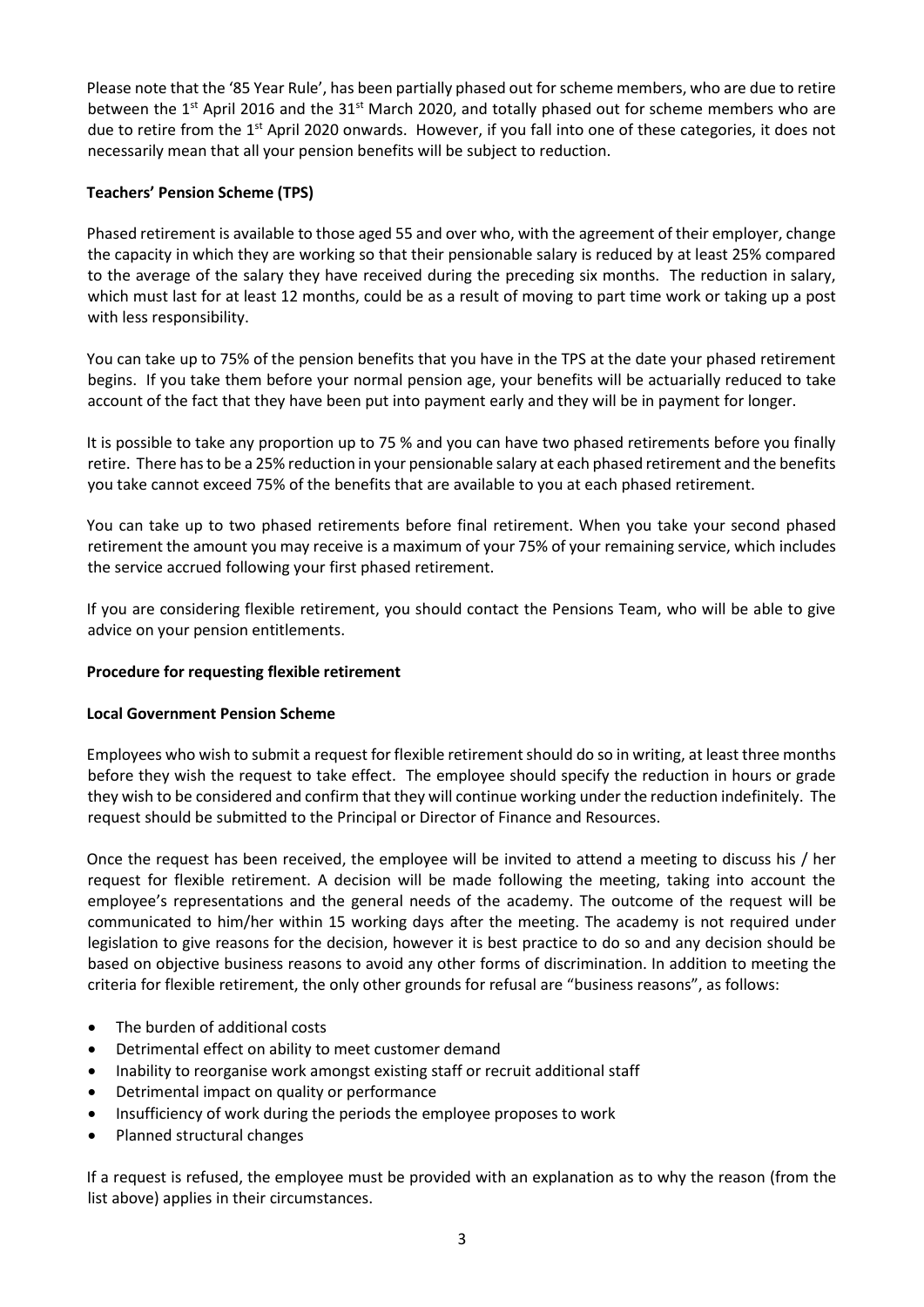Please note that the '85 Year Rule', has been partially phased out for scheme members, who are due to retire between the 1st April 2016 and the 31st March 2020, and totally phased out for scheme members who are due to retire from the 1st April 2020 onwards. However, if you fall into one of these categories, it does not necessarily mean that all your pension benefits will be subject to reduction.

**Teachers' Pension Scheme (TPS)**

Phased retirement is available to those aged 55 and over who, with the agreement of their employer, change the capacity in which they are working so that their pensionable salary is reduced by at least 25% compared to the average of the salary they have received during the preceding six months. The reduction in salary, which must last for at least 12 months, could be as a result of moving to part time work or taking up a post with less responsibility.

You can take up to 75% of the pension benefits that you have in the TPS at the date your phased retirement begins. If you take them before your normal pension age, your benefits will be actuarially reduced to take account of the fact that they have been put into payment early and they will be in payment for longer.

It is possible to take any proportion up to 75 % and you can have two phased retirements before you finally retire. There has to be a 25% reduction in your pensionable salary at each phased retirement and the benefits you take cannot exceed 75% of the benefits that are available to you at each phased retirement.

You can take up to two phased retirements before final retirement. When you take your second phased retirement the amount you may receive is a maximum of your 75% of your remaining service, which includes the service accrued following your first phased retirement.

If you are considering flexible retirement, you should contact the Pensions Team, who will be able to give advice on your pension entitlements.

**Procedure for requesting flexible retirement**

**Local Government Pension Scheme**

Employees who wish to submit a request for flexible retirement should do so in writing, at least three months before they wish the request to take effect. The employee should specify the reduction in hours or grade they wish to be considered and confirm that they will continue working under the reduction indefinitely. The request should be submitted to the Principal or Director of Finance and Resources.

Once the request has been received, the employee will be invited to attend a meeting to discuss his / her request for flexible retirement. A decision will be made following the meeting, taking into account the employee's representations and the general needs of the academy. The outcome of the request will be communicated to him/her within 15 working days after the meeting. The academy is not required under legislation to give reasons for the decision, however it is best practice to do so and any decision should be based on objective business reasons to avoid any other forms of discrimination. In addition to meeting the criteria for flexible retirement, the only other grounds for refusal are "business reasons", as follows:

- The burden of additional costs
- Detrimental effect on ability to meet customer demand
- Inability to reorganise work amongst existing staff or recruit additional staff
- Detrimental impact on quality or performance
- Insufficiency of work during the periods the employee proposes to work
- Planned structural changes

If a request is refused, the employee must be provided with an explanation as to why the reason (from the list above) applies in their circumstances.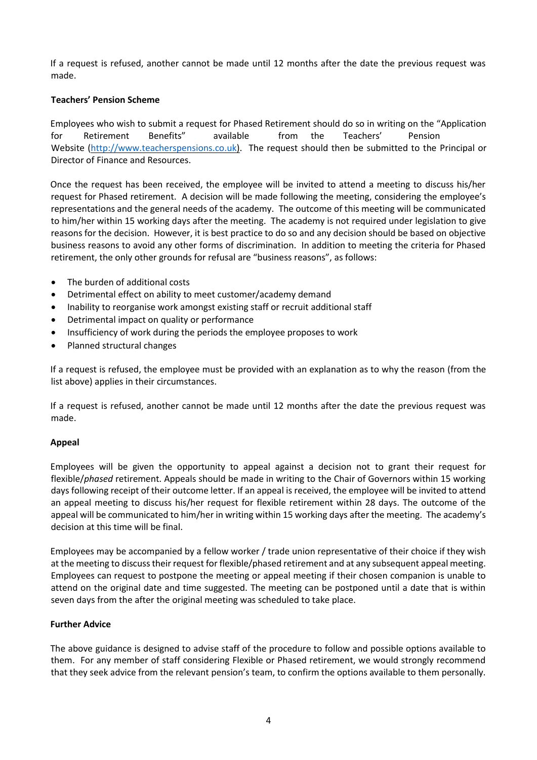If a request is refused, another cannot be made until 12 months after the date the previous request was made.

**Teachers' Pension Scheme**

Employees who wish to submit a request for Phased Retirement should do so in writing on the "Application for Retirement Benefits" available from the Teachers' Pension Website (http://www.teacherspensions.co.uk). The request should then be submitted to the Principal or Director of Finance and Resources.

Once the request has been received, the employee will be invited to attend a meeting to discuss his/her request for Phased retirement. A decision will be made following the meeting, considering the employee's representations and the general needs of the academy. The outcome of this meeting will be communicated to him/her within 15 working days after the meeting. The academy is not required under legislation to give reasons for the decision. However, it is best practice to do so and any decision should be based on objective business reasons to avoid any other forms of discrimination. In addition to meeting the criteria for Phased retirement, the only other grounds for refusal are "business reasons", as follows:

- The burden of additional costs
- Detrimental effect on ability to meet customer/academy demand
- Inability to reorganise work amongst existing staff or recruit additional staff
- Detrimental impact on quality or performance
- Insufficiency of work during the periods the employee proposes to work
- Planned structural changes

If a request is refused, the employee must be provided with an explanation as to why the reason (from the list above) applies in their circumstances.

If a request is refused, another cannot be made until 12 months after the date the previous request was made.

**Appeal**

Employees will be given the opportunity to appeal against a decision not to grant their request for flexible/*phased* retirement. Appeals should be made in writing to the Chair of Governors within 15 working days following receipt of their outcome letter. If an appeal is received, the employee will be invited to attend an appeal meeting to discuss his/her request for flexible retirement within 28 days. The outcome of the appeal will be communicated to him/her in writing within 15 working days after the meeting. The academy's decision at this time will be final.

Employees may be accompanied by a fellow worker / trade union representative of their choice if they wish at the meeting to discuss their request for flexible/phased retirement and at any subsequent appeal meeting. Employees can request to postpone the meeting or appeal meeting if their chosen companion is unable to attend on the original date and time suggested. The meeting can be postponed until a date that is within seven days from the after the original meeting was scheduled to take place.

**Further Advice**

The above guidance is designed to advise staff of the procedure to follow and possible options available to them. For any member of staff considering Flexible or Phased retirement, we would strongly recommend that they seek advice from the relevant pension's team, to confirm the options available to them personally.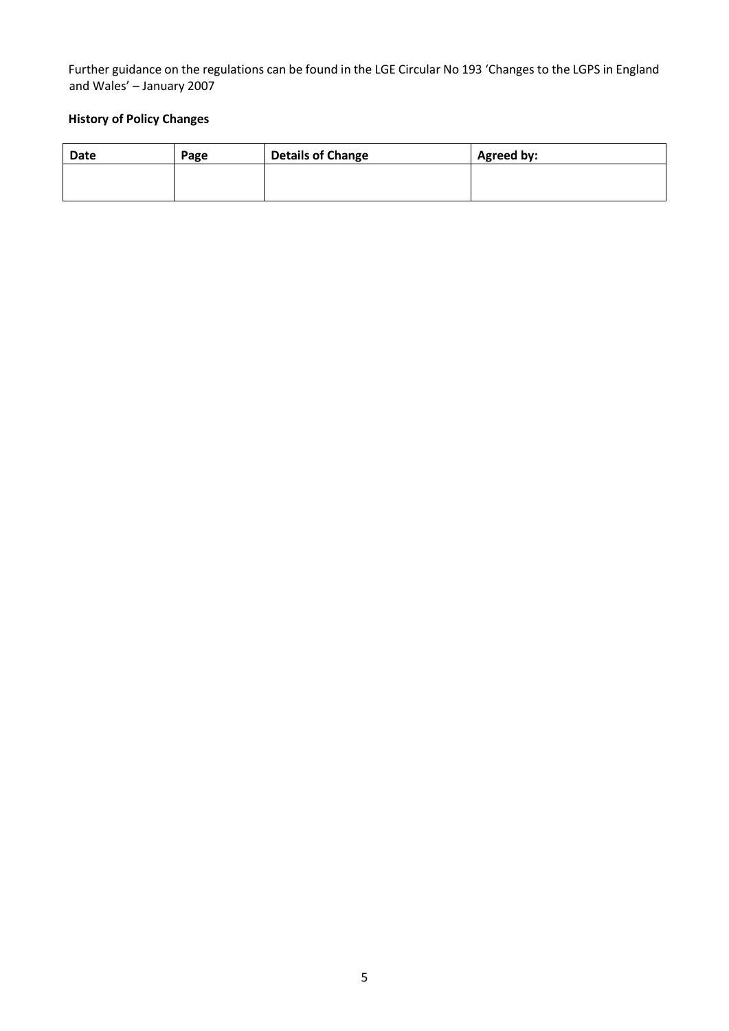Further guidance on the regulations can be found in the LGE Circular No 193 'Changes to the LGPS in England and Wales' – January 2007

**History of Policy Changes**

| Date | Page | Details of Change | Agreed by: |
|---|---|---|---|
| | | | |